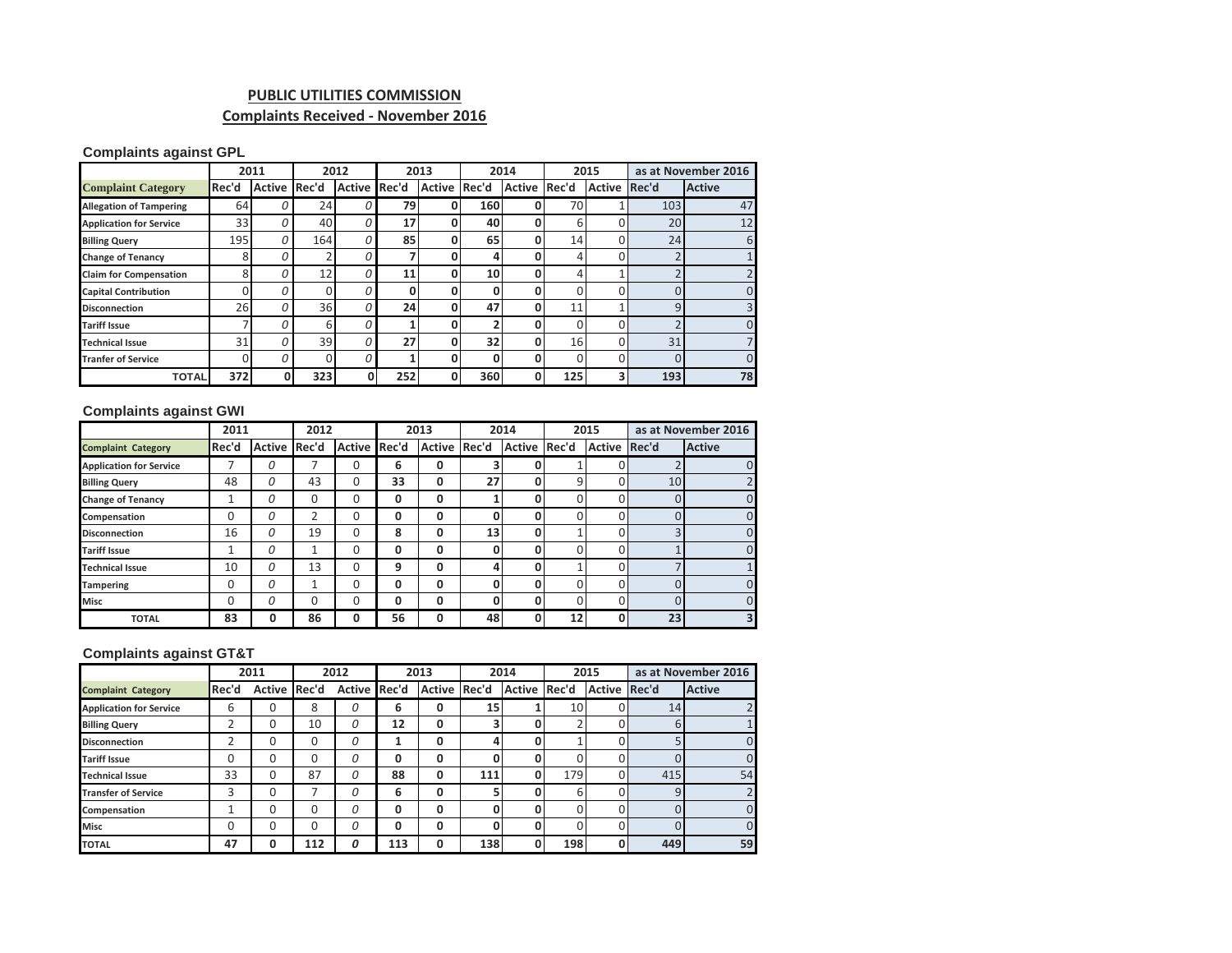# PUBLIC UTILITIES COMMISSION

## Complaints Received - November 2016

### Complaints against GPL

| | 2011 | | 2012 | | 2013 | | 2014 | | 2015 | | as at November 2016 | |
|---|---|---|---|---|---|---|---|---|---|---|---|---|
| **Complaint Category** | Rec'd | Active | Rec'd | Active | Rec'd | Active | Rec'd | Active | Rec'd | Active | Rec'd | Active |
| **Allegation of Tampering** | 64 | 0 | 24 | 0 | 79 | 0 | 160 | 0 | 70 | 1 | 103 | 47 |
| **Application for Service** | 33 | 0 | 40 | 0 | 17 | 0 | 40 | 0 | 6 | 0 | 20 | 12 |
| **Billing Query** | 195 | 0 | 164 | 0 | 85 | 0 | 65 | 0 | 14 | 0 | 24 | 6 |
| **Change of Tenancy** | 8 | 0 | 2 | 0 | 7 | 0 | 4 | 0 | 4 | 0 | 2 | 1 |
| **Claim for Compensation** | 8 | 0 | 12 | 0 | 11 | 0 | 10 | 0 | 4 | 1 | 2 | 2 |
| **Capital Contribution** | 0 | 0 | 0 | 0 | 0 | 0 | 0 | 0 | 0 | 0 | 0 | 0 |
| **Disconnection** | 26 | 0 | 36 | 0 | 24 | 0 | 47 | 0 | 11 | 1 | 9 | 3 |
| **Tariff Issue** | 7 | 0 | 6 | 0 | 1 | 0 | 2 | 0 | 0 | 0 | 2 | 0 |
| **Technical Issue** | 31 | 0 | 39 | 0 | 27 | 0 | 32 | 0 | 16 | 0 | 31 | 7 |
| **Tranfer of Service** | 0 | 0 | 0 | 0 | 1 | 0 | 0 | 0 | 0 | 0 | 0 | 0 |
| **TOTAL** | **372** | **0** | **323** | **0** | **252** | **0** | **360** | **0** | **125** | **3** | **193** | **78** |

### Complaints against GWI

| | 2011 | | 2012 | | 2013 | | 2014 | | 2015 | | as at November 2016 | |
|---|---|---|---|---|---|---|---|---|---|---|---|---|
| **Complaint Category** | Rec'd | Active | Rec'd | Active | Rec'd | Active | Rec'd | Active | Rec'd | Active | Rec'd | Active |
| **Application for Service** | 7 | 0 | 7 | 0 | 6 | 0 | 3 | 0 | 1 | 0 | 2 | 0 |
| **Billing Query** | 48 | 0 | 43 | 0 | 33 | 0 | 27 | 0 | 9 | 0 | 10 | 2 |
| **Change of Tenancy** | 1 | 0 | 0 | 0 | 0 | 0 | 1 | 0 | 0 | 0 | 0 | 0 |
| **Compensation** | 0 | 0 | 2 | 0 | 0 | 0 | 0 | 0 | 0 | 0 | 0 | 0 |
| **Disconnection** | 16 | 0 | 19 | 0 | 8 | 0 | 13 | 0 | 1 | 0 | 3 | 0 |
| **Tariff Issue** | 1 | 0 | 1 | 0 | 0 | 0 | 0 | 0 | 0 | 0 | 1 | 0 |
| **Technical Issue** | 10 | 0 | 13 | 0 | 9 | 0 | 4 | 0 | 1 | 0 | 7 | 1 |
| **Tampering** | 0 | 0 | 1 | 0 | 0 | 0 | 0 | 0 | 0 | 0 | 0 | 0 |
| **Misc** | 0 | 0 | 0 | 0 | 0 | 0 | 0 | 0 | 0 | 0 | 0 | 0 |
| **TOTAL** | **83** | **0** | **86** | **0** | **56** | **0** | **48** | **0** | **12** | **0** | **23** | **3** |

### Complaints against GT&T

| | 2011 | | 2012 | | 2013 | | 2014 | | 2015 | | as at November 2016 | |
|---|---|---|---|---|---|---|---|---|---|---|---|---|
| **Complaint Category** | Rec'd | Active | Rec'd | Active | Rec'd | Active | Rec'd | Active | Rec'd | Active | Rec'd | Active |
| **Application for Service** | 6 | 0 | 8 | 0 | 6 | 0 | 15 | 1 | 10 | 0 | 14 | 2 |
| **Billing Query** | 2 | 0 | 10 | 0 | 12 | 0 | 3 | 0 | 2 | 0 | 6 | 1 |
| **Disconnection** | 2 | 0 | 0 | 0 | 1 | 0 | 4 | 0 | 1 | 0 | 5 | 0 |
| **Tariff Issue** | 0 | 0 | 0 | 0 | 0 | 0 | 0 | 0 | 0 | 0 | 0 | 0 |
| **Technical Issue** | 33 | 0 | 87 | 0 | 88 | 0 | 111 | 0 | 179 | 0 | 415 | 54 |
| **Transfer of Service** | 3 | 0 | 7 | 0 | 6 | 0 | 5 | 0 | 6 | 0 | 9 | 2 |
| **Compensation** | 1 | 0 | 0 | 0 | 0 | 0 | 0 | 0 | 0 | 0 | 0 | 0 |
| **Misc** | 0 | 0 | 0 | 0 | 0 | 0 | 0 | 0 | 0 | 0 | 0 | 0 |
| **TOTAL** | **47** | **0** | **112** | **0** | **113** | **0** | **138** | **0** | **198** | **0** | **449** | **59** |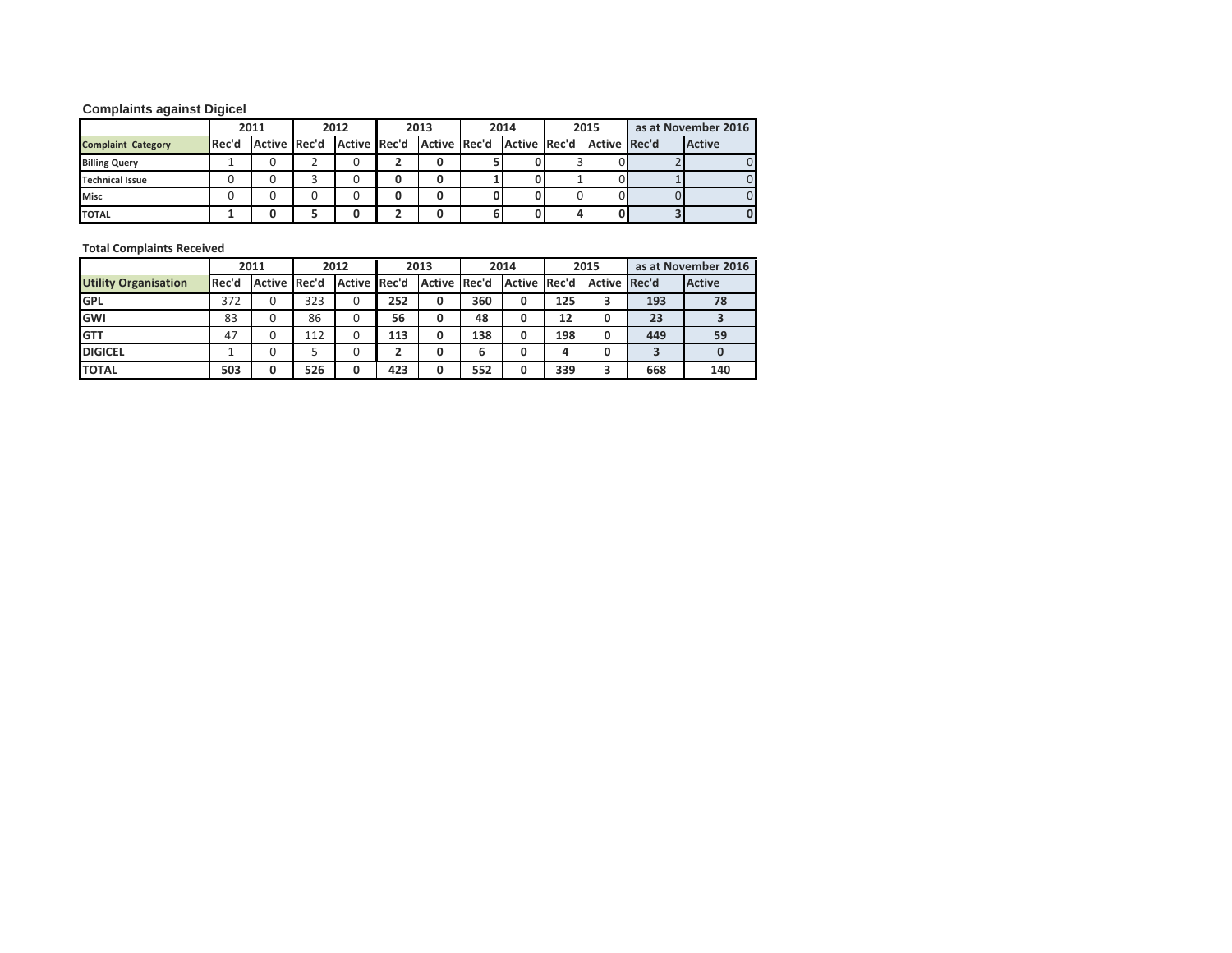**Complaints against Digicel**

| | 2011 | | 2012 | | 2013 | | 2014 | | 2015 | | as at November 2016 | |
|---|---|---|---|---|---|---|---|---|---|---|---|---|
| **Complaint Category** | Rec'd | Active | Rec'd | Active | Rec'd | Active | Rec'd | Active | Rec'd | Active | Rec'd | Active |
| **Billing Query** | 1 | 0 | 2 | 0 | **2** | **0** | **5** | **0** | 3 | 0 | 2 | 0 |
| **Technical Issue** | 0 | 0 | 3 | 0 | **0** | **0** | **1** | **0** | 1 | 0 | 1 | 0 |
| **Misc** | 0 | 0 | 0 | 0 | **0** | **0** | **0** | **0** | 0 | 0 | 0 | 0 |
| **TOTAL** | **1** | **0** | **5** | **0** | **2** | **0** | **6** | **0** | **4** | **0** | **3** | **0** |

**Total Complaints Received**

| | 2011 | | 2012 | | 2013 | | 2014 | | 2015 | | as at November 2016 | |
|---|---|---|---|---|---|---|---|---|---|---|---|---|
| **Utility Organisation** | Rec'd | Active | Rec'd | Active | Rec'd | Active | Rec'd | Active | Rec'd | Active | Rec'd | Active |
| **GPL** | 372 | 0 | 323 | 0 | **252** | **0** | **360** | **0** | **125** | **3** | **193** | **78** |
| **GWI** | 83 | 0 | 86 | 0 | **56** | **0** | **48** | **0** | **12** | **0** | **23** | **3** |
| **GTT** | 47 | 0 | 112 | 0 | **113** | **0** | **138** | **0** | **198** | **0** | **449** | **59** |
| **DIGICEL** | 1 | 0 | 5 | 0 | **2** | **0** | **6** | **0** | **4** | **0** | **3** | **0** |
| **TOTAL** | **503** | **0** | **526** | **0** | **423** | **0** | **552** | **0** | **339** | **3** | **668** | **140** |